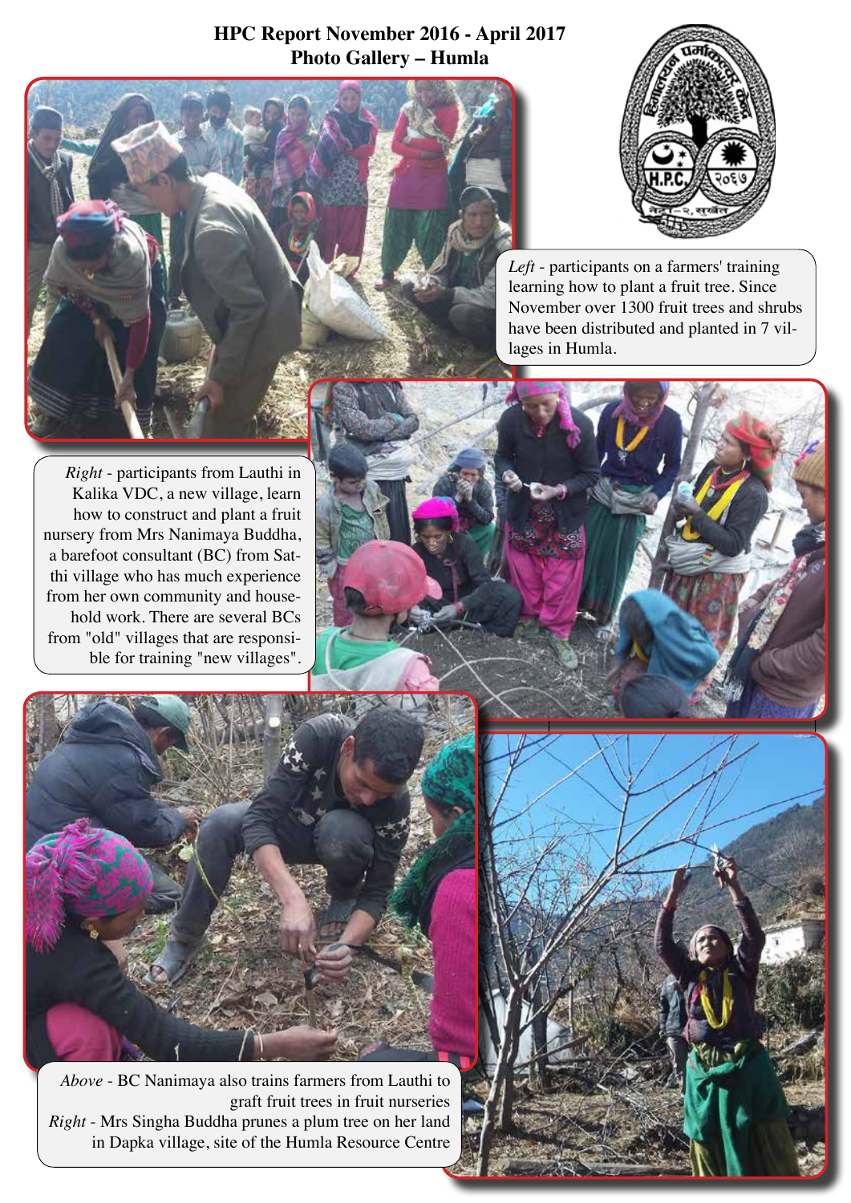# HPC Report November 2016 - April 2017
## Photo Gallery – Humla

*Left* - participants on a farmers' training learning how to plant a fruit tree. Since November over 1300 fruit trees and shrubs have been distributed and planted in 7 villages in Humla.

*Right* - participants from Lauthi in Kalika VDC, a new village, learn how to construct and plant a fruit nursery from Mrs Nanimaya Buddha, a barefoot consultant (BC) from Satthi village who has much experience from her own community and household work. There are several BCs from "old" villages that are responsible for training "new villages".

*Above* - BC Nanimaya also trains farmers from Lauthi to graft fruit trees in fruit nurseries

*Right* - Mrs Singha Buddha prunes a plum tree on her land in Dapka village, site of the Humla Resource Centre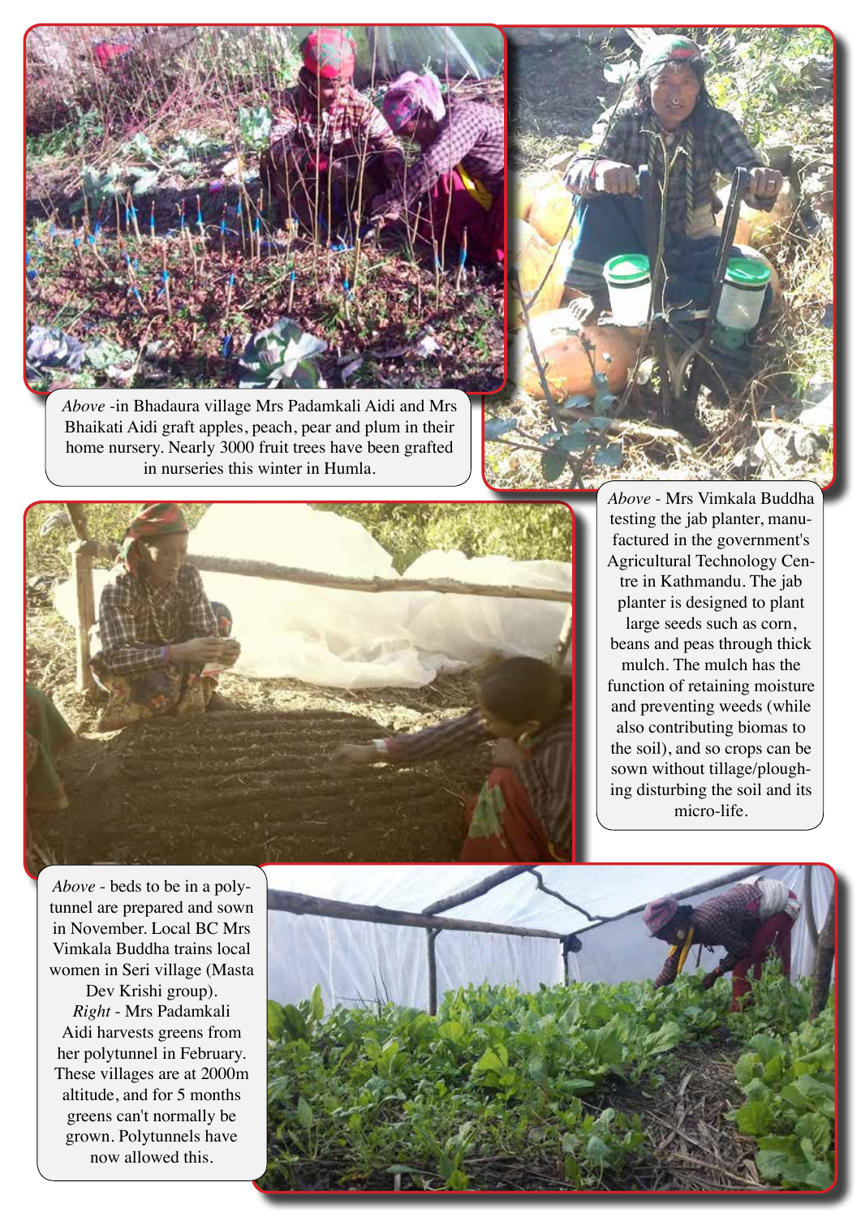*Above* -in Bhadaura village Mrs Padamkali Aidi and Mrs Bhaikati Aidi graft apples, peach, pear and plum in their home nursery. Nearly 3000 fruit trees have been grafted in nurseries this winter in Humla.

*Above* - Mrs Vimkala Buddha testing the jab planter, manufactured in the government's Agricultural Technology Centre in Kathmandu. The jab planter is designed to plant large seeds such as corn, beans and peas through thick mulch. The mulch has the function of retaining moisture and preventing weeds (while also contributing biomas to the soil), and so crops can be sown without tillage/ploughing disturbing the soil and its micro-life.

*Above* - beds to be in a polytunnel are prepared and sown in November. Local BC Mrs Vimkala Buddha trains local women in Seri village (Masta Dev Krishi group).

*Right* - Mrs Padamkali Aidi harvests greens from her polytunnel in February. These villages are at 2000m altitude, and for 5 months greens can't normally be grown. Polytunnels have now allowed this.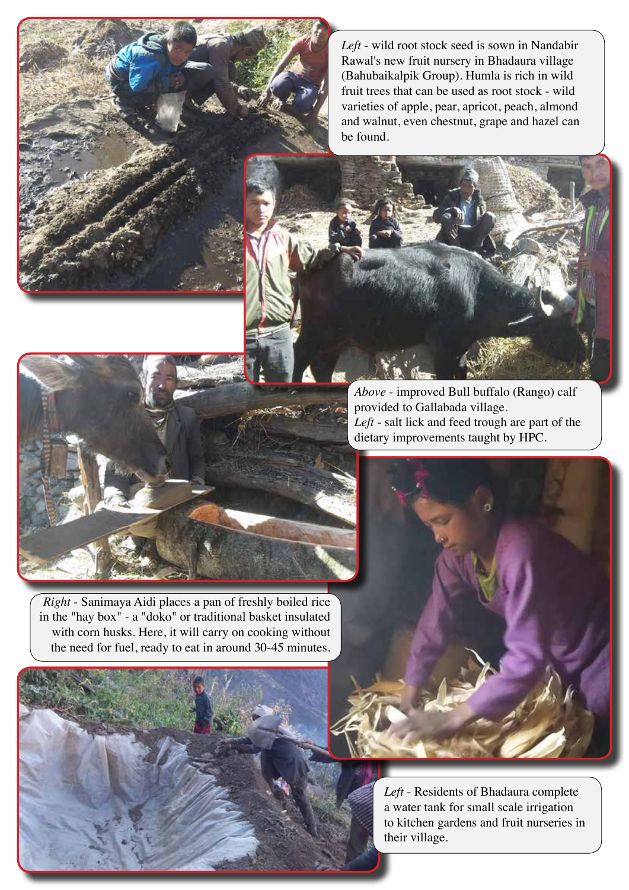*Left* - wild root stock seed is sown in Nandabir Rawal's new fruit nursery in Bhadaura village (Bahubaikalpik Group). Humla is rich in wild fruit trees that can be used as root stock - wild varieties of apple, pear, apricot, peach, almond and walnut, even chestnut, grape and hazel can be found.

*Above* - improved Bull buffalo (Rango) calf provided to Gallabada village.
*Left* - salt lick and feed trough are part of the dietary improvements taught by HPC.

*Right* - Sanimaya Aidi places a pan of freshly boiled rice in the "hay box" - a "doko" or traditional basket insulated with corn husks. Here, it will carry on cooking without the need for fuel, ready to eat in around 30-45 minutes.

*Left* - Residents of Bhadaura complete a water tank for small scale irrigation to kitchen gardens and fruit nurseries in their village.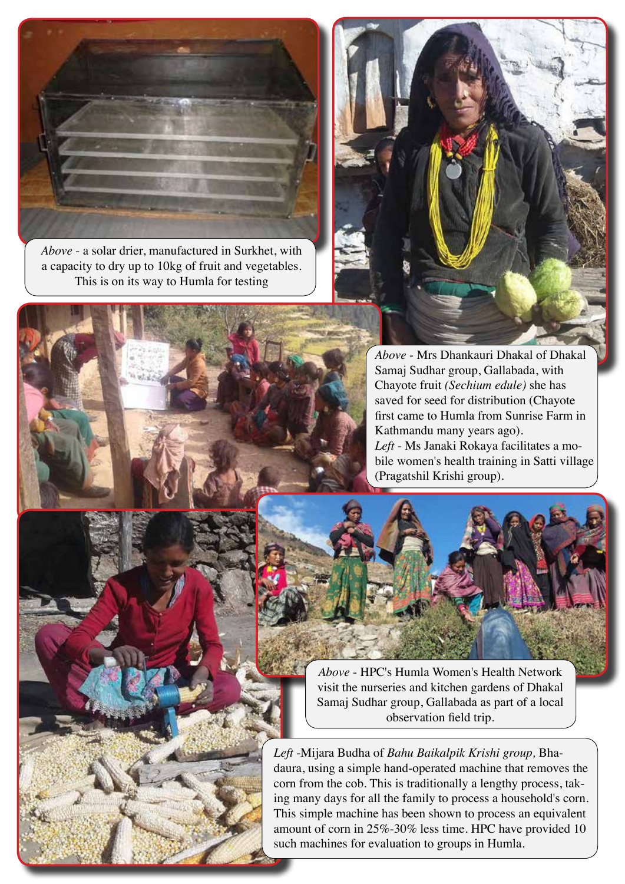*Above* - a solar drier, manufactured in Surkhet, with a capacity to dry up to 10kg of fruit and vegetables. This is on its way to Humla for testing

*Above* - Mrs Dhankauri Dhakal of Dhakal Samaj Sudhar group, Gallabada, with Chayote fruit *(Sechium edule)* she has saved for seed for distribution (Chayote first came to Humla from Sunrise Farm in Kathmandu many years ago).

*Left* - Ms Janaki Rokaya facilitates a mobile women's health training in Satti village (Pragatshil Krishi group).

*Above* - HPC's Humla Women's Health Network visit the nurseries and kitchen gardens of Dhakal Samaj Sudhar group, Gallabada as part of a local observation field trip.

*Left* -Mijara Budha of *Bahu Baikalpik Krishi group,* Bhadaura, using a simple hand-operated machine that removes the corn from the cob. This is traditionally a lengthy process, taking many days for all the family to process a household's corn. This simple machine has been shown to process an equivalent amount of corn in 25%-30% less time. HPC have provided 10 such machines for evaluation to groups in Humla.